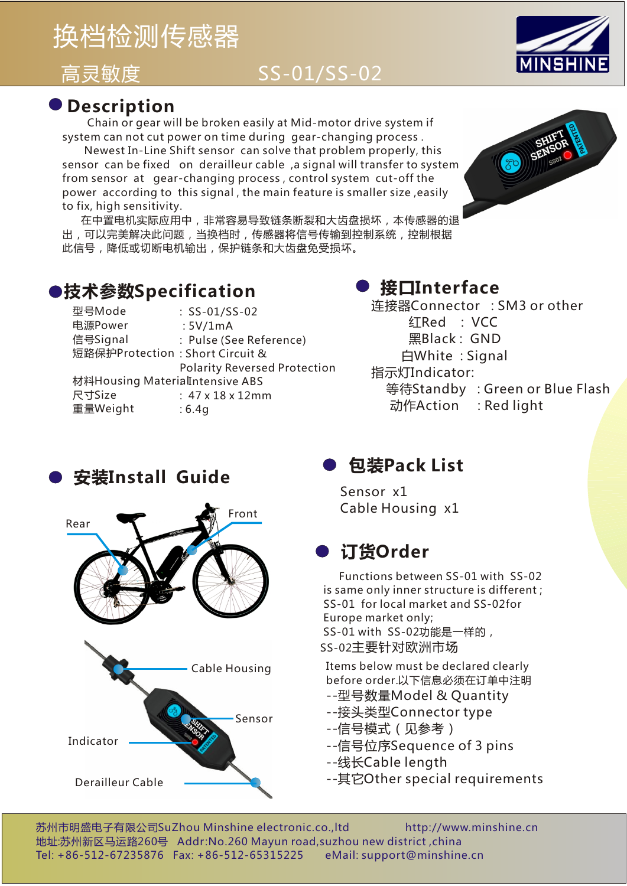# 换档检测传感器

高灵敏度　　SS-01/SS-02

MINSHINE

## Description

Chain or gear will be broken easily at Mid-motor drive system if system can not cut power on time during gear-changing process .

Newest In-Line Shift sensor can solve that problem properly, this sensor can be fixed on derailleur cable ,a signal will transfer to system from sensor at gear-changing process , control system cut-off the power according to this signal , the main feature is smaller size ,easily to fix, high sensitivity.

在中置电机实际应用中，非常容易导致链条断裂和大齿盘损坏，本传感器的退出，可以完美解决此问题，当换档时，传感器将信号传输到控制系统，控制根据此信号，降低或切断电机输出，保护链条和大齿盘免受损坏。

## 技术参数Specification

| | |
|---|---|
| 型号Mode | : SS-01/SS-02 |
| 电源Power | : 5V/1mA |
| 信号Signal | : Pulse (See Reference) |
| 短路保护Protection | : Short Circuit & Polarity Reversed Protection |
| 材料Housing Material | : Intensive ABS |
| 尺寸Size | : 47 x 18 x 12mm |
| 重量Weight | : 6.4g |

## 接口Interface

连接器Connector : SM3 or other

- 红Red : VCC
- 黑Black : GND
- 白White : Signal

指示灯Indicator:

- 等待Standby : Green or Blue Flash
- 动作Action : Red light

## 安装Install Guide

Rear　Front

Cable Housing

Sensor

Indicator

Derailleur Cable

## 包装Pack List

Sensor x1

Cable Housing x1

## 订货Order

Functions between SS-01 with SS-02 is same only inner structure is different ; SS-01 for local market and SS-02for Europe market only;

SS-01 with SS-02功能是一样的，SS-02主要针对欧洲市场

Items below must be declared clearly before order.以下信息必须在订单中注明

- --型号数量Model & Quantity
- --接头类型Connector type
- --信号模式（见参考）
- --信号位序Sequence of 3 pins
- --线长Cable length
- --其它Other special requirements

苏州市明盛电子有限公司SuZhou Minshine electronic.co.,ltd　　http://www.minshine.cn

地址:苏州新区马运路260号　Addr:No.260 Mayun road,suzhou new district ,china

Tel: +86-512-67235876　Fax: +86-512-65315225　eMail: support@minshine.cn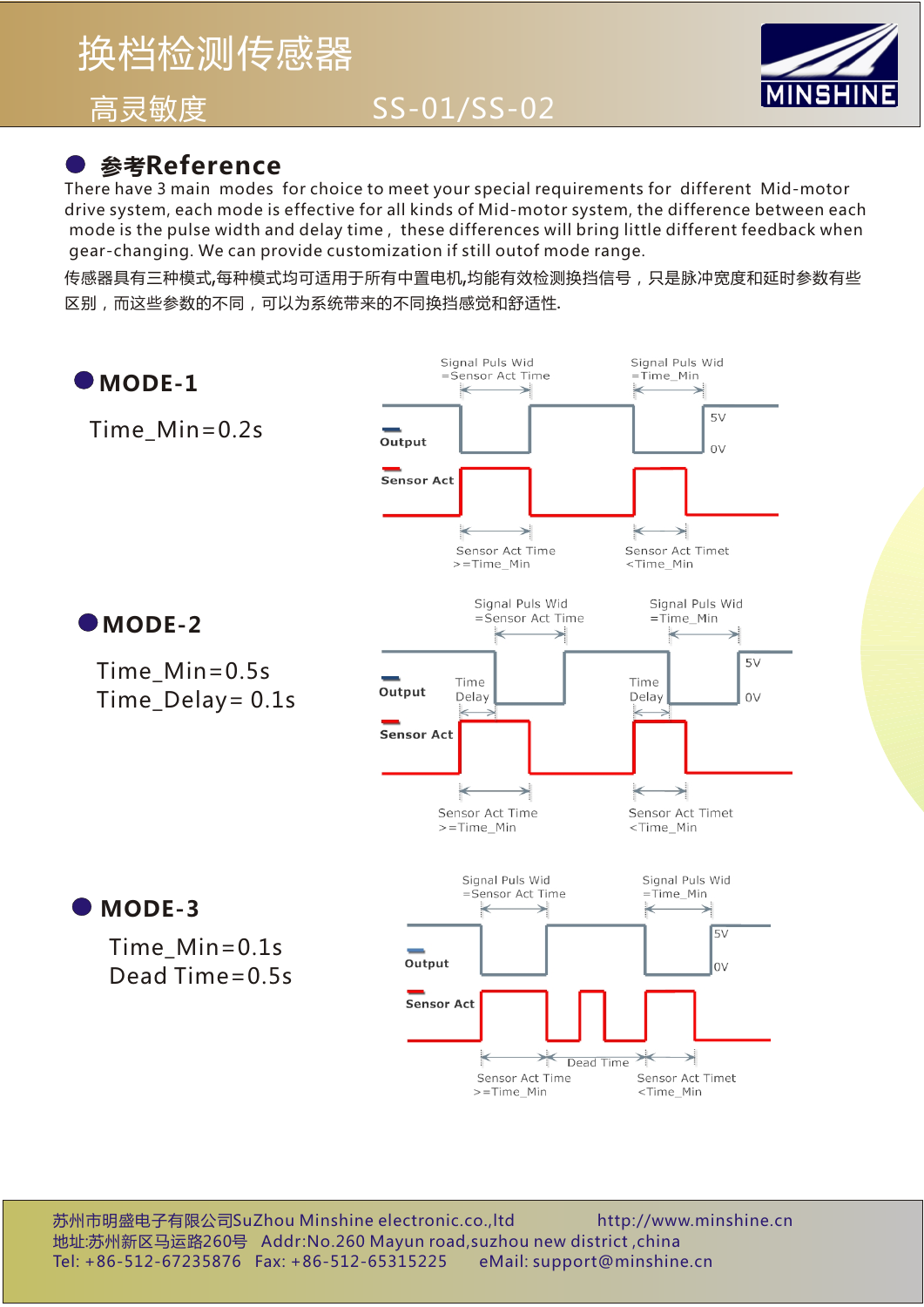# 换档检测传感器

高灵敏度　　SS-01/SS-02

MINSHINE

## 参考Reference

There have 3 main modes for choice to meet your special requirements for different Mid-motor drive system, each mode is effective for all kinds of Mid-motor system, the difference between each mode is the pulse width and delay time, these differences will bring little different feedback when gear-changing. We can provide customization if still outof mode range.

传感器具有三种模式,每种模式均可适用于所有中置电机,均能有效检测换挡信号，只是脉冲宽度和延时参数有些区别，而这些参数的不同，可以为系统带来的不同换挡感觉和舒适性.

## MODE-1

Time_Min=0.2s

Signal Puls Wid =Sensor Act Time

Signal Puls Wid =Time_Min

Output

5V

0V

Sensor Act

Sensor Act Time >=Time_Min

Sensor Act Timet <Time_Min

## MODE-2

Time_Min=0.5s
Time_Delay= 0.1s

Signal Puls Wid =Sensor Act Time

Signal Puls Wid =Time_Min

Output

Time Delay

Time Delay

5V

0V

Sensor Act

Sensor Act Time >=Time_Min

Sensor Act Timet <Time_Min

## MODE-3

Time_Min=0.1s
Dead Time=0.5s

Signal Puls Wid =Sensor Act Time

Signal Puls Wid =Time_Min

Output

5V

0V

Sensor Act

Dead Time

Sensor Act Time >=Time_Min

Sensor Act Timet <Time_Min

苏州市明盛电子有限公司SuZhou Minshine electronic.co.,ltd　　http://www.minshine.cn
地址:苏州新区马运路260号　Addr:No.260 Mayun road,suzhou new district ,china
Tel: +86-512-67235876　Fax: +86-512-65315225　　eMail: support@minshine.cn